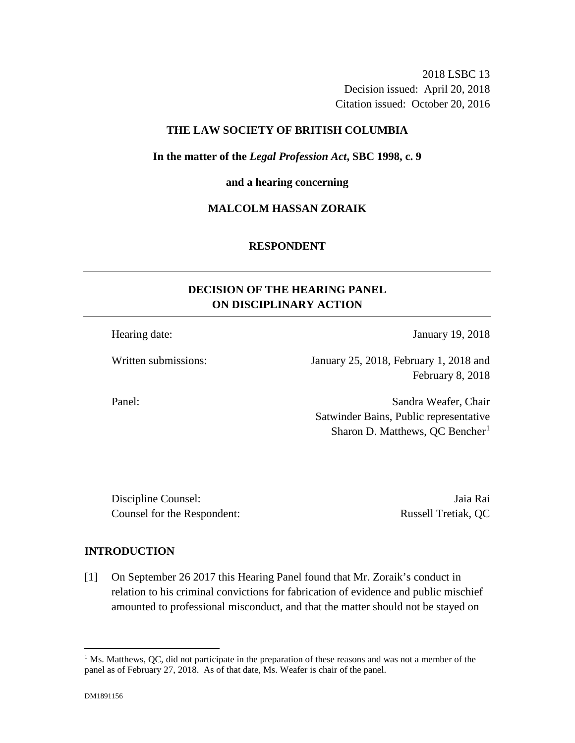2018 LSBC 13
Decision issued: April 20, 2018
Citation issued: October 20, 2016

**THE LAW SOCIETY OF BRITISH COLUMBIA**

**In the matter of the *Legal Profession Act*, SBC 1998, c. 9**

**and a hearing concerning**

**MALCOLM HASSAN ZORAIK**

**RESPONDENT**

---

## DECISION OF THE HEARING PANEL ON DISCIPLINARY ACTION

---

| | |
|---|---|
| Hearing date: | January 19, 2018 |
| Written submissions: | January 25, 2018, February 1, 2018 and February 8, 2018 |
| Panel: | Sandra Weafer, Chair<br>Satwinder Bains, Public representative<br>Sharon D. Matthews, QC Bencher[1] |

| | |
|---|---|
| Discipline Counsel: | Jaia Rai |
| Counsel for the Respondent: | Russell Tretiak, QC |

## INTRODUCTION

[1] On September 26 2017 this Hearing Panel found that Mr. Zoraik's conduct in relation to his criminal convictions for fabrication of evidence and public mischief amounted to professional misconduct, and that the matter should not be stayed on

[1] Ms. Matthews, QC, did not participate in the preparation of these reasons and was not a member of the panel as of February 27, 2018. As of that date, Ms. Weafer is chair of the panel.

DM1891156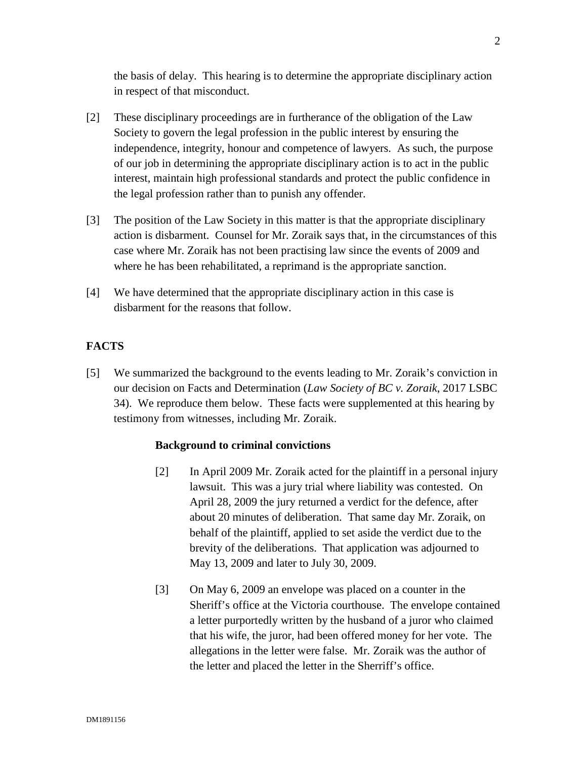the basis of delay. This hearing is to determine the appropriate disciplinary action in respect of that misconduct.

[2] These disciplinary proceedings are in furtherance of the obligation of the Law Society to govern the legal profession in the public interest by ensuring the independence, integrity, honour and competence of lawyers. As such, the purpose of our job in determining the appropriate disciplinary action is to act in the public interest, maintain high professional standards and protect the public confidence in the legal profession rather than to punish any offender.

[3] The position of the Law Society in this matter is that the appropriate disciplinary action is disbarment. Counsel for Mr. Zoraik says that, in the circumstances of this case where Mr. Zoraik has not been practising law since the events of 2009 and where he has been rehabilitated, a reprimand is the appropriate sanction.

[4] We have determined that the appropriate disciplinary action in this case is disbarment for the reasons that follow.

## FACTS

[5] We summarized the background to the events leading to Mr. Zoraik's conviction in our decision on Facts and Determination (*Law Society of BC v. Zoraik*, 2017 LSBC 34). We reproduce them below. These facts were supplemented at this hearing by testimony from witnesses, including Mr. Zoraik.

> **Background to criminal convictions**
>
> [2] In April 2009 Mr. Zoraik acted for the plaintiff in a personal injury lawsuit. This was a jury trial where liability was contested. On April 28, 2009 the jury returned a verdict for the defence, after about 20 minutes of deliberation. That same day Mr. Zoraik, on behalf of the plaintiff, applied to set aside the verdict due to the brevity of the deliberations. That application was adjourned to May 13, 2009 and later to July 30, 2009.
>
> [3] On May 6, 2009 an envelope was placed on a counter in the Sheriff's office at the Victoria courthouse. The envelope contained a letter purportedly written by the husband of a juror who claimed that his wife, the juror, had been offered money for her vote. The allegations in the letter were false. Mr. Zoraik was the author of the letter and placed the letter in the Sherriff's office.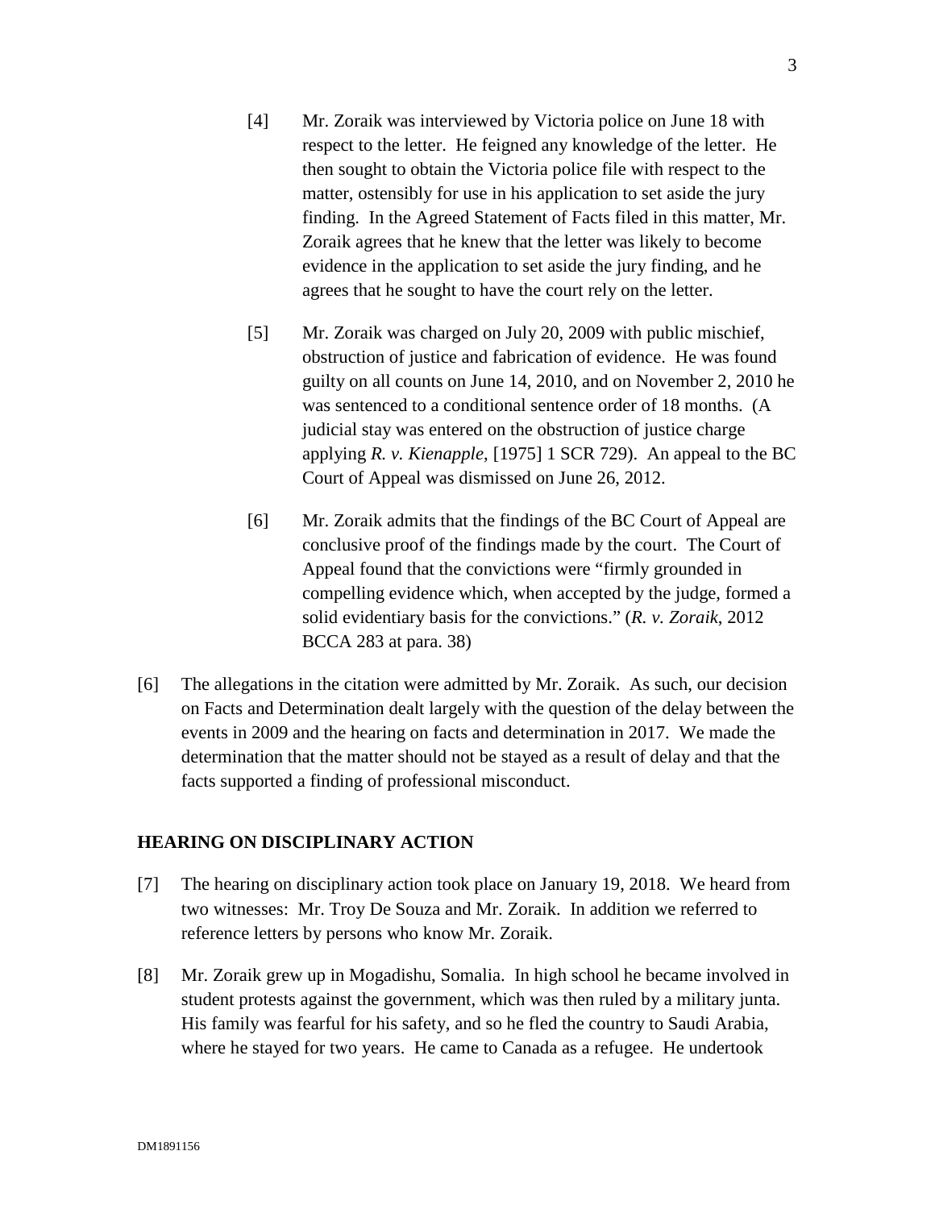> [4] Mr. Zoraik was interviewed by Victoria police on June 18 with respect to the letter. He feigned any knowledge of the letter. He then sought to obtain the Victoria police file with respect to the matter, ostensibly for use in his application to set aside the jury finding. In the Agreed Statement of Facts filed in this matter, Mr. Zoraik agrees that he knew that the letter was likely to become evidence in the application to set aside the jury finding, and he agrees that he sought to have the court rely on the letter.
>
> [5] Mr. Zoraik was charged on July 20, 2009 with public mischief, obstruction of justice and fabrication of evidence. He was found guilty on all counts on June 14, 2010, and on November 2, 2010 he was sentenced to a conditional sentence order of 18 months. (A judicial stay was entered on the obstruction of justice charge applying *R. v. Kienapple*, [1975] 1 SCR 729). An appeal to the BC Court of Appeal was dismissed on June 26, 2012.
>
> [6] Mr. Zoraik admits that the findings of the BC Court of Appeal are conclusive proof of the findings made by the court. The Court of Appeal found that the convictions were "firmly grounded in compelling evidence which, when accepted by the judge, formed a solid evidentiary basis for the convictions." (*R. v. Zoraik*, 2012 BCCA 283 at para. 38)

[6] The allegations in the citation were admitted by Mr. Zoraik. As such, our decision on Facts and Determination dealt largely with the question of the delay between the events in 2009 and the hearing on facts and determination in 2017. We made the determination that the matter should not be stayed as a result of delay and that the facts supported a finding of professional misconduct.

## HEARING ON DISCIPLINARY ACTION

[7] The hearing on disciplinary action took place on January 19, 2018. We heard from two witnesses: Mr. Troy De Souza and Mr. Zoraik. In addition we referred to reference letters by persons who know Mr. Zoraik.

[8] Mr. Zoraik grew up in Mogadishu, Somalia. In high school he became involved in student protests against the government, which was then ruled by a military junta. His family was fearful for his safety, and so he fled the country to Saudi Arabia, where he stayed for two years. He came to Canada as a refugee. He undertook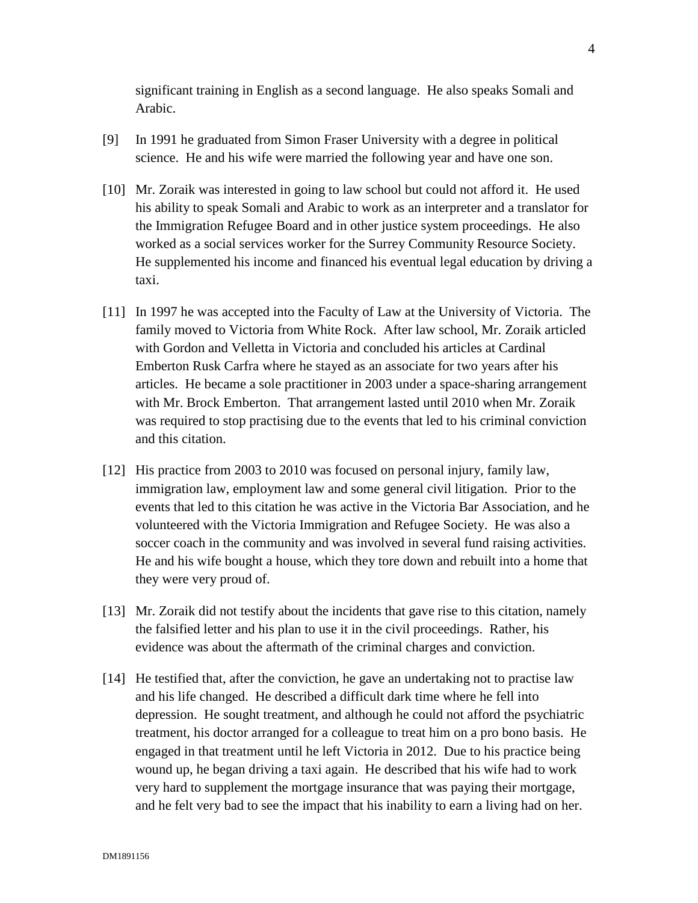significant training in English as a second language. He also speaks Somali and Arabic.

[9] In 1991 he graduated from Simon Fraser University with a degree in political science. He and his wife were married the following year and have one son.

[10] Mr. Zoraik was interested in going to law school but could not afford it. He used his ability to speak Somali and Arabic to work as an interpreter and a translator for the Immigration Refugee Board and in other justice system proceedings. He also worked as a social services worker for the Surrey Community Resource Society. He supplemented his income and financed his eventual legal education by driving a taxi.

[11] In 1997 he was accepted into the Faculty of Law at the University of Victoria. The family moved to Victoria from White Rock. After law school, Mr. Zoraik articled with Gordon and Velletta in Victoria and concluded his articles at Cardinal Emberton Rusk Carfra where he stayed as an associate for two years after his articles. He became a sole practitioner in 2003 under a space-sharing arrangement with Mr. Brock Emberton. That arrangement lasted until 2010 when Mr. Zoraik was required to stop practising due to the events that led to his criminal conviction and this citation.

[12] His practice from 2003 to 2010 was focused on personal injury, family law, immigration law, employment law and some general civil litigation. Prior to the events that led to this citation he was active in the Victoria Bar Association, and he volunteered with the Victoria Immigration and Refugee Society. He was also a soccer coach in the community and was involved in several fund raising activities. He and his wife bought a house, which they tore down and rebuilt into a home that they were very proud of.

[13] Mr. Zoraik did not testify about the incidents that gave rise to this citation, namely the falsified letter and his plan to use it in the civil proceedings. Rather, his evidence was about the aftermath of the criminal charges and conviction.

[14] He testified that, after the conviction, he gave an undertaking not to practise law and his life changed. He described a difficult dark time where he fell into depression. He sought treatment, and although he could not afford the psychiatric treatment, his doctor arranged for a colleague to treat him on a pro bono basis. He engaged in that treatment until he left Victoria in 2012. Due to his practice being wound up, he began driving a taxi again. He described that his wife had to work very hard to supplement the mortgage insurance that was paying their mortgage, and he felt very bad to see the impact that his inability to earn a living had on her.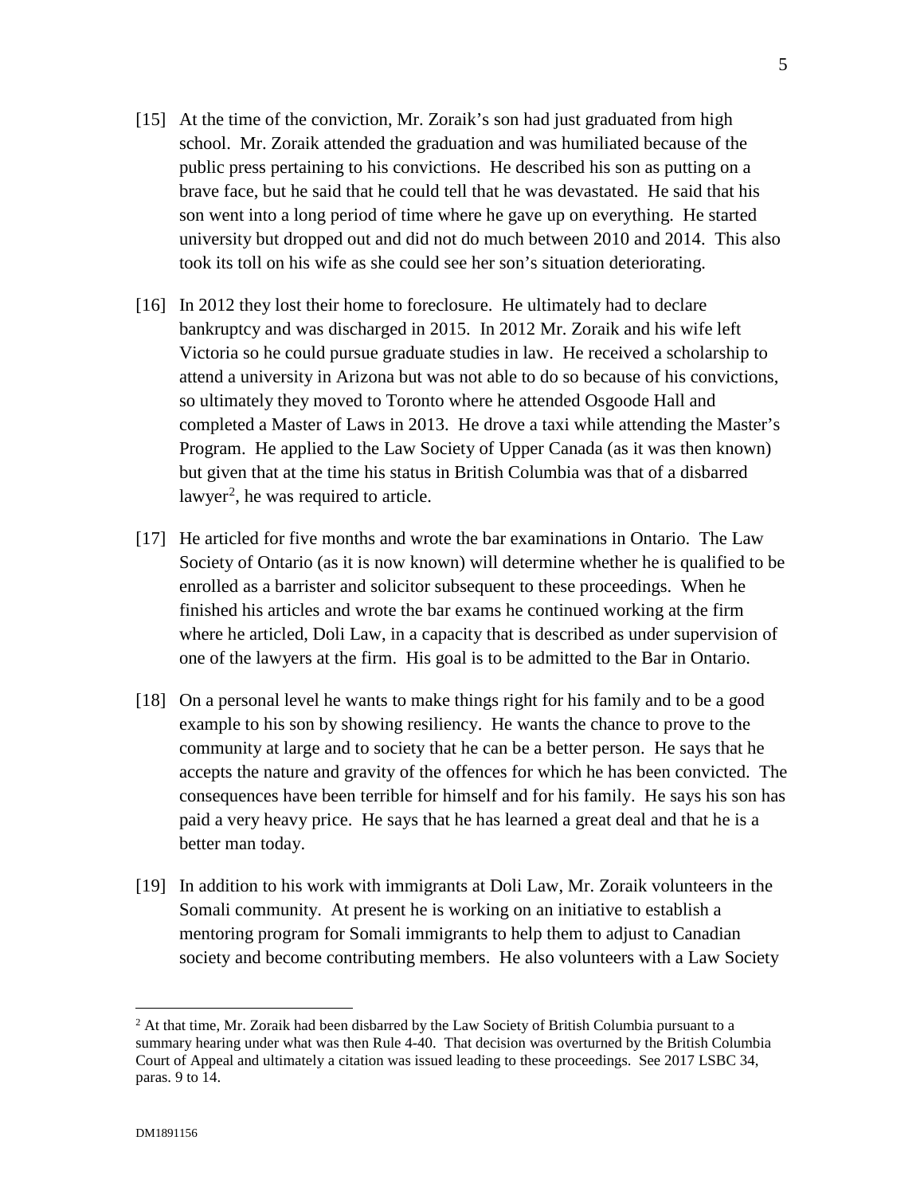[15] At the time of the conviction, Mr. Zoraik's son had just graduated from high school. Mr. Zoraik attended the graduation and was humiliated because of the public press pertaining to his convictions. He described his son as putting on a brave face, but he said that he could tell that he was devastated. He said that his son went into a long period of time where he gave up on everything. He started university but dropped out and did not do much between 2010 and 2014. This also took its toll on his wife as she could see her son's situation deteriorating.

[16] In 2012 they lost their home to foreclosure. He ultimately had to declare bankruptcy and was discharged in 2015. In 2012 Mr. Zoraik and his wife left Victoria so he could pursue graduate studies in law. He received a scholarship to attend a university in Arizona but was not able to do so because of his convictions, so ultimately they moved to Toronto where he attended Osgoode Hall and completed a Master of Laws in 2013. He drove a taxi while attending the Master's Program. He applied to the Law Society of Upper Canada (as it was then known) but given that at the time his status in British Columbia was that of a disbarred lawyer[2], he was required to article.

[17] He articled for five months and wrote the bar examinations in Ontario. The Law Society of Ontario (as it is now known) will determine whether he is qualified to be enrolled as a barrister and solicitor subsequent to these proceedings. When he finished his articles and wrote the bar exams he continued working at the firm where he articled, Doli Law, in a capacity that is described as under supervision of one of the lawyers at the firm. His goal is to be admitted to the Bar in Ontario.

[18] On a personal level he wants to make things right for his family and to be a good example to his son by showing resiliency. He wants the chance to prove to the community at large and to society that he can be a better person. He says that he accepts the nature and gravity of the offences for which he has been convicted. The consequences have been terrible for himself and for his family. He says his son has paid a very heavy price. He says that he has learned a great deal and that he is a better man today.

[19] In addition to his work with immigrants at Doli Law, Mr. Zoraik volunteers in the Somali community. At present he is working on an initiative to establish a mentoring program for Somali immigrants to help them to adjust to Canadian society and become contributing members. He also volunteers with a Law Society

---

[2] At that time, Mr. Zoraik had been disbarred by the Law Society of British Columbia pursuant to a summary hearing under what was then Rule 4-40. That decision was overturned by the British Columbia Court of Appeal and ultimately a citation was issued leading to these proceedings. See 2017 LSBC 34, paras. 9 to 14.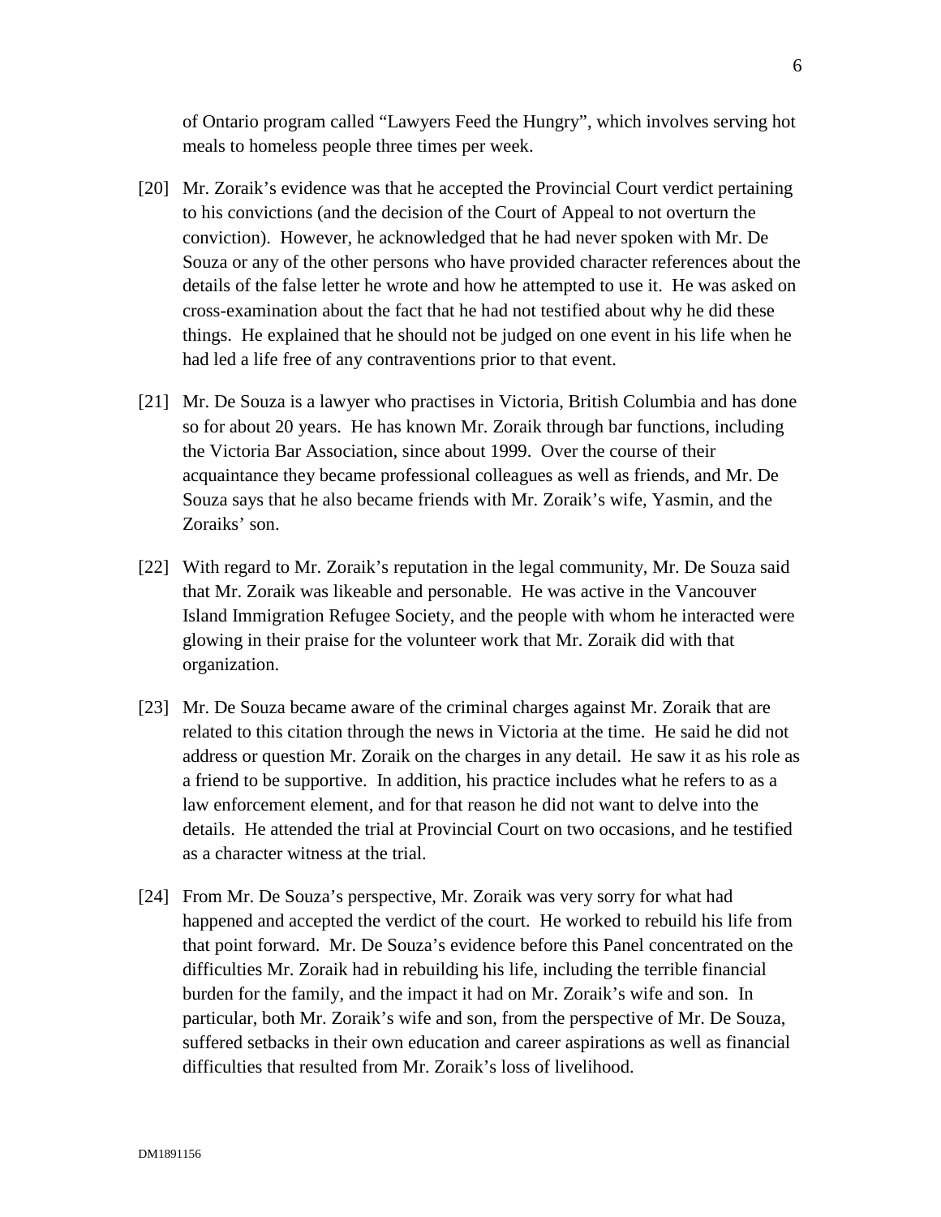of Ontario program called "Lawyers Feed the Hungry", which involves serving hot meals to homeless people three times per week.

[20] Mr. Zoraik's evidence was that he accepted the Provincial Court verdict pertaining to his convictions (and the decision of the Court of Appeal to not overturn the conviction). However, he acknowledged that he had never spoken with Mr. De Souza or any of the other persons who have provided character references about the details of the false letter he wrote and how he attempted to use it. He was asked on cross-examination about the fact that he had not testified about why he did these things. He explained that he should not be judged on one event in his life when he had led a life free of any contraventions prior to that event.

[21] Mr. De Souza is a lawyer who practises in Victoria, British Columbia and has done so for about 20 years. He has known Mr. Zoraik through bar functions, including the Victoria Bar Association, since about 1999. Over the course of their acquaintance they became professional colleagues as well as friends, and Mr. De Souza says that he also became friends with Mr. Zoraik's wife, Yasmin, and the Zoraiks' son.

[22] With regard to Mr. Zoraik's reputation in the legal community, Mr. De Souza said that Mr. Zoraik was likeable and personable. He was active in the Vancouver Island Immigration Refugee Society, and the people with whom he interacted were glowing in their praise for the volunteer work that Mr. Zoraik did with that organization.

[23] Mr. De Souza became aware of the criminal charges against Mr. Zoraik that are related to this citation through the news in Victoria at the time. He said he did not address or question Mr. Zoraik on the charges in any detail. He saw it as his role as a friend to be supportive. In addition, his practice includes what he refers to as a law enforcement element, and for that reason he did not want to delve into the details. He attended the trial at Provincial Court on two occasions, and he testified as a character witness at the trial.

[24] From Mr. De Souza's perspective, Mr. Zoraik was very sorry for what had happened and accepted the verdict of the court. He worked to rebuild his life from that point forward. Mr. De Souza's evidence before this Panel concentrated on the difficulties Mr. Zoraik had in rebuilding his life, including the terrible financial burden for the family, and the impact it had on Mr. Zoraik's wife and son. In particular, both Mr. Zoraik's wife and son, from the perspective of Mr. De Souza, suffered setbacks in their own education and career aspirations as well as financial difficulties that resulted from Mr. Zoraik's loss of livelihood.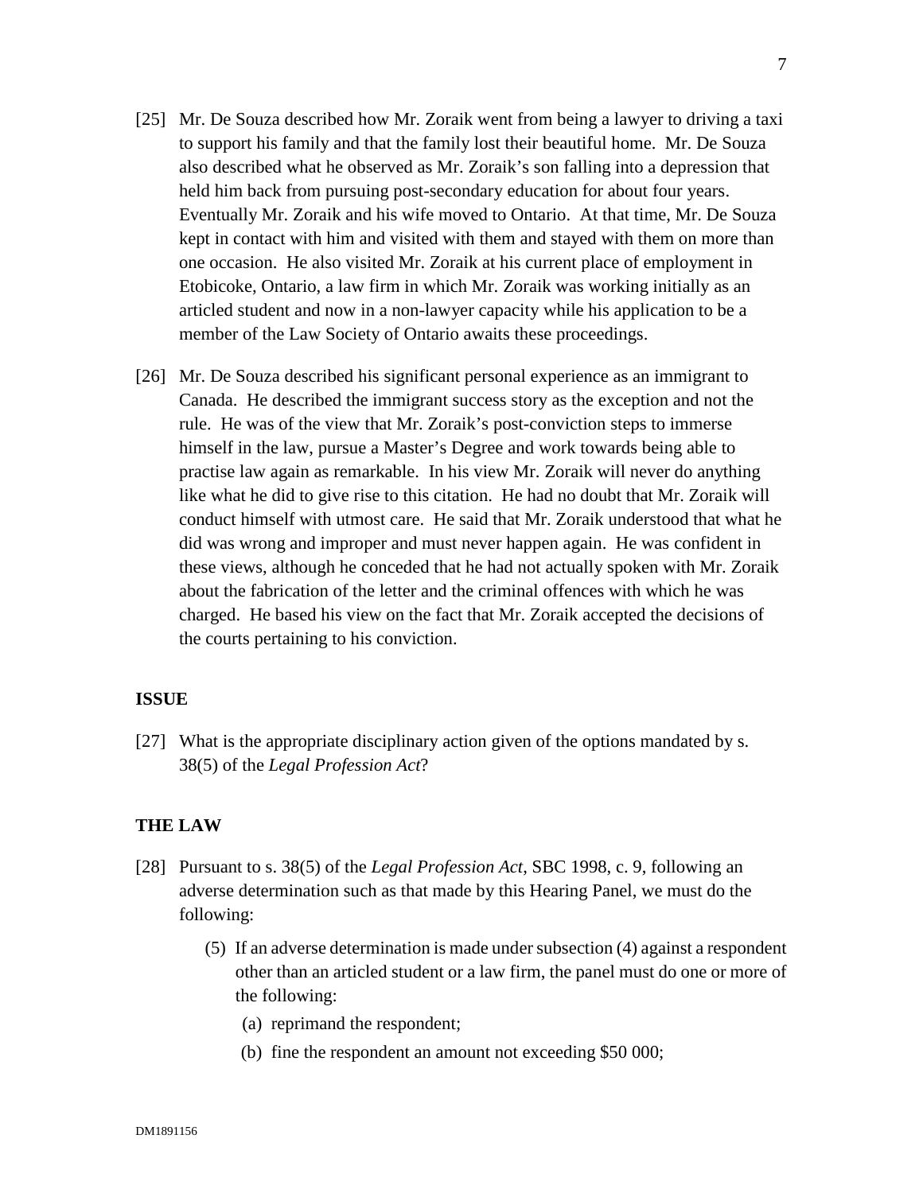[25] Mr. De Souza described how Mr. Zoraik went from being a lawyer to driving a taxi to support his family and that the family lost their beautiful home. Mr. De Souza also described what he observed as Mr. Zoraik's son falling into a depression that held him back from pursuing post-secondary education for about four years. Eventually Mr. Zoraik and his wife moved to Ontario. At that time, Mr. De Souza kept in contact with him and visited with them and stayed with them on more than one occasion. He also visited Mr. Zoraik at his current place of employment in Etobicoke, Ontario, a law firm in which Mr. Zoraik was working initially as an articled student and now in a non-lawyer capacity while his application to be a member of the Law Society of Ontario awaits these proceedings.

[26] Mr. De Souza described his significant personal experience as an immigrant to Canada. He described the immigrant success story as the exception and not the rule. He was of the view that Mr. Zoraik's post-conviction steps to immerse himself in the law, pursue a Master's Degree and work towards being able to practise law again as remarkable. In his view Mr. Zoraik will never do anything like what he did to give rise to this citation. He had no doubt that Mr. Zoraik will conduct himself with utmost care. He said that Mr. Zoraik understood that what he did was wrong and improper and must never happen again. He was confident in these views, although he conceded that he had not actually spoken with Mr. Zoraik about the fabrication of the letter and the criminal offences with which he was charged. He based his view on the fact that Mr. Zoraik accepted the decisions of the courts pertaining to his conviction.

## ISSUE

[27] What is the appropriate disciplinary action given of the options mandated by s. 38(5) of the *Legal Profession Act*?

## THE LAW

[28] Pursuant to s. 38(5) of the *Legal Profession Act*, SBC 1998, c. 9, following an adverse determination such as that made by this Hearing Panel, we must do the following:

> (5) If an adverse determination is made under subsection (4) against a respondent other than an articled student or a law firm, the panel must do one or more of the following:
>
> (a) reprimand the respondent;
>
> (b) fine the respondent an amount not exceeding $50 000;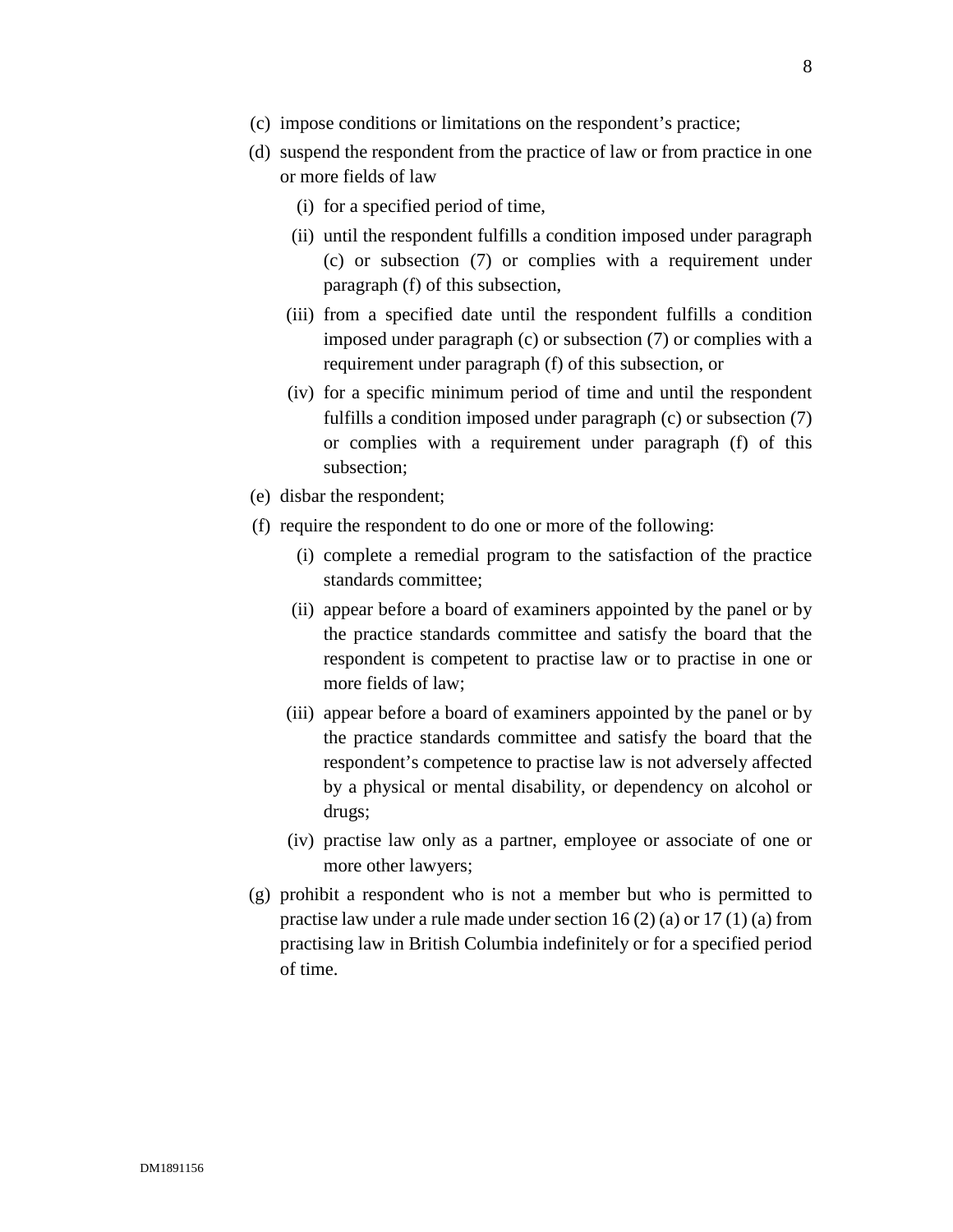(c) impose conditions or limitations on the respondent's practice;

(d) suspend the respondent from the practice of law or from practice in one or more fields of law

  (i) for a specified period of time,

  (ii) until the respondent fulfills a condition imposed under paragraph (c) or subsection (7) or complies with a requirement under paragraph (f) of this subsection,

  (iii) from a specified date until the respondent fulfills a condition imposed under paragraph (c) or subsection (7) or complies with a requirement under paragraph (f) of this subsection, or

  (iv) for a specific minimum period of time and until the respondent fulfills a condition imposed under paragraph (c) or subsection (7) or complies with a requirement under paragraph (f) of this subsection;

(e) disbar the respondent;

(f) require the respondent to do one or more of the following:

  (i) complete a remedial program to the satisfaction of the practice standards committee;

  (ii) appear before a board of examiners appointed by the panel or by the practice standards committee and satisfy the board that the respondent is competent to practise law or to practise in one or more fields of law;

  (iii) appear before a board of examiners appointed by the panel or by the practice standards committee and satisfy the board that the respondent's competence to practise law is not adversely affected by a physical or mental disability, or dependency on alcohol or drugs;

  (iv) practise law only as a partner, employee or associate of one or more other lawyers;

(g) prohibit a respondent who is not a member but who is permitted to practise law under a rule made under section 16 (2) (a) or 17 (1) (a) from practising law in British Columbia indefinitely or for a specified period of time.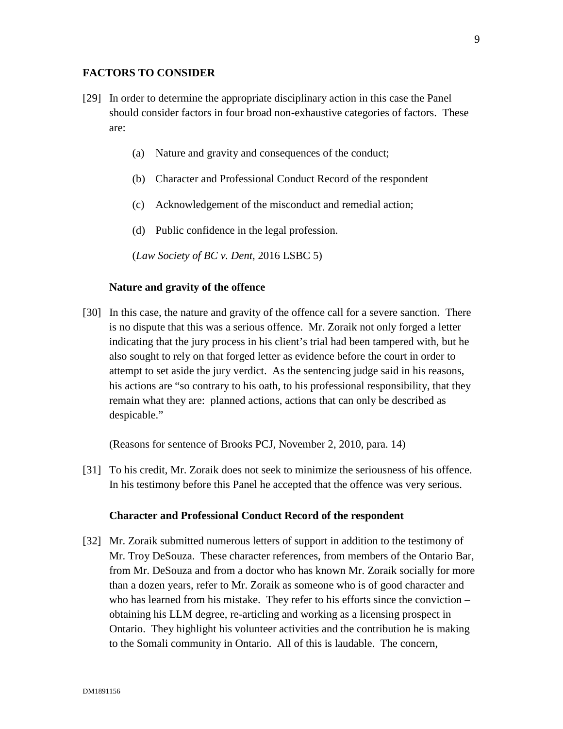## FACTORS TO CONSIDER

[29] In order to determine the appropriate disciplinary action in this case the Panel should consider factors in four broad non-exhaustive categories of factors. These are:

(a) Nature and gravity and consequences of the conduct;

(b) Character and Professional Conduct Record of the respondent

(c) Acknowledgement of the misconduct and remedial action;

(d) Public confidence in the legal profession.

(*Law Society of BC v. Dent*, 2016 LSBC 5)

### Nature and gravity of the offence

[30] In this case, the nature and gravity of the offence call for a severe sanction. There is no dispute that this was a serious offence. Mr. Zoraik not only forged a letter indicating that the jury process in his client's trial had been tampered with, but he also sought to rely on that forged letter as evidence before the court in order to attempt to set aside the jury verdict. As the sentencing judge said in his reasons, his actions are "so contrary to his oath, to his professional responsibility, that they remain what they are: planned actions, actions that can only be described as despicable."

(Reasons for sentence of Brooks PCJ, November 2, 2010, para. 14)

[31] To his credit, Mr. Zoraik does not seek to minimize the seriousness of his offence. In his testimony before this Panel he accepted that the offence was very serious.

### Character and Professional Conduct Record of the respondent

[32] Mr. Zoraik submitted numerous letters of support in addition to the testimony of Mr. Troy DeSouza. These character references, from members of the Ontario Bar, from Mr. DeSouza and from a doctor who has known Mr. Zoraik socially for more than a dozen years, refer to Mr. Zoraik as someone who is of good character and who has learned from his mistake. They refer to his efforts since the conviction – obtaining his LLM degree, re-articling and working as a licensing prospect in Ontario. They highlight his volunteer activities and the contribution he is making to the Somali community in Ontario. All of this is laudable. The concern,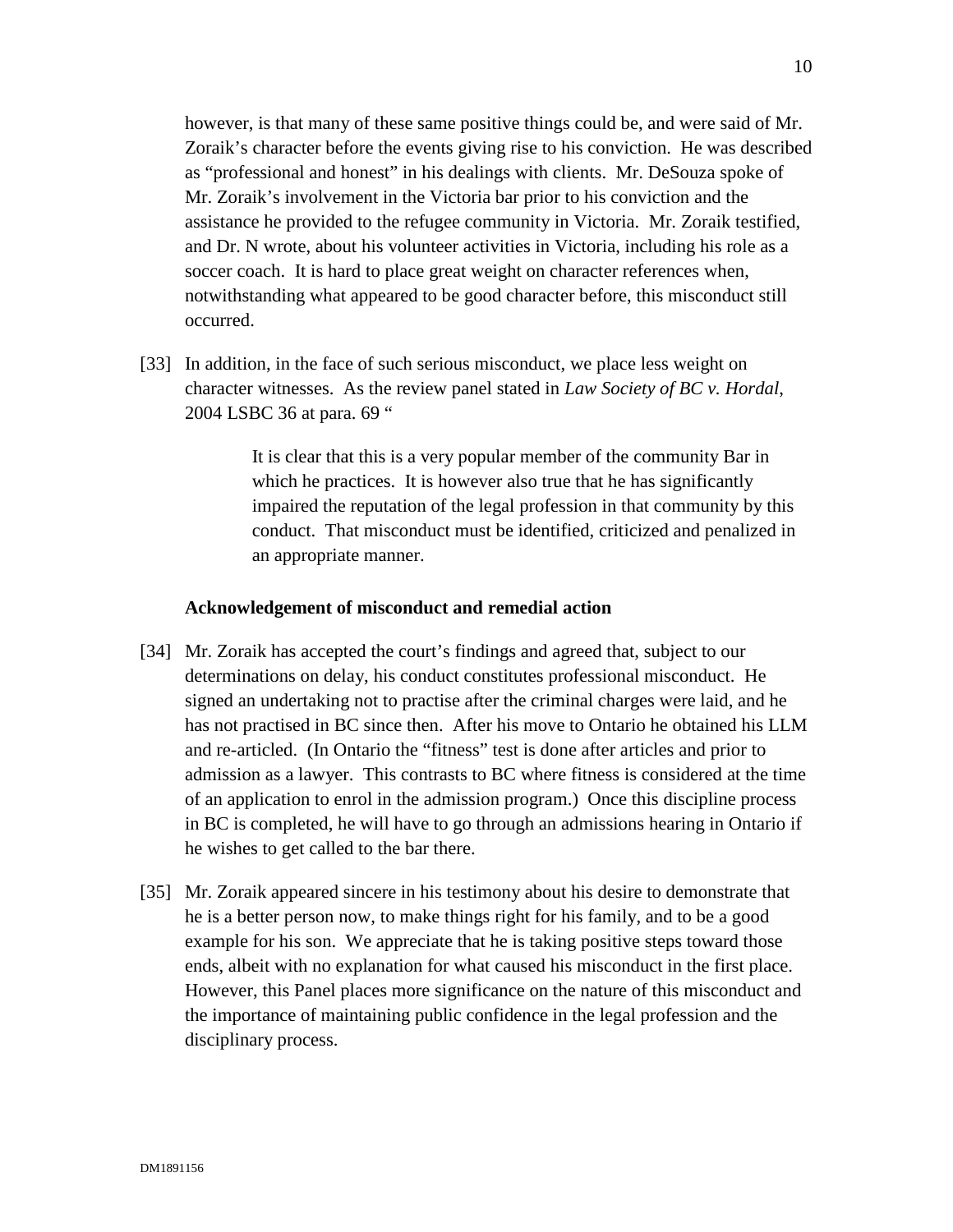however, is that many of these same positive things could be, and were said of Mr. Zoraik's character before the events giving rise to his conviction. He was described as "professional and honest" in his dealings with clients. Mr. DeSouza spoke of Mr. Zoraik's involvement in the Victoria bar prior to his conviction and the assistance he provided to the refugee community in Victoria. Mr. Zoraik testified, and Dr. N wrote, about his volunteer activities in Victoria, including his role as a soccer coach. It is hard to place great weight on character references when, notwithstanding what appeared to be good character before, this misconduct still occurred.

[33] In addition, in the face of such serious misconduct, we place less weight on character witnesses. As the review panel stated in *Law Society of BC v. Hordal*, 2004 LSBC 36 at para. 69 "

> It is clear that this is a very popular member of the community Bar in which he practices. It is however also true that he has significantly impaired the reputation of the legal profession in that community by this conduct. That misconduct must be identified, criticized and penalized in an appropriate manner.

**Acknowledgement of misconduct and remedial action**

[34] Mr. Zoraik has accepted the court's findings and agreed that, subject to our determinations on delay, his conduct constitutes professional misconduct. He signed an undertaking not to practise after the criminal charges were laid, and he has not practised in BC since then. After his move to Ontario he obtained his LLM and re-articled. (In Ontario the "fitness" test is done after articles and prior to admission as a lawyer. This contrasts to BC where fitness is considered at the time of an application to enrol in the admission program.) Once this discipline process in BC is completed, he will have to go through an admissions hearing in Ontario if he wishes to get called to the bar there.

[35] Mr. Zoraik appeared sincere in his testimony about his desire to demonstrate that he is a better person now, to make things right for his family, and to be a good example for his son. We appreciate that he is taking positive steps toward those ends, albeit with no explanation for what caused his misconduct in the first place. However, this Panel places more significance on the nature of this misconduct and the importance of maintaining public confidence in the legal profession and the disciplinary process.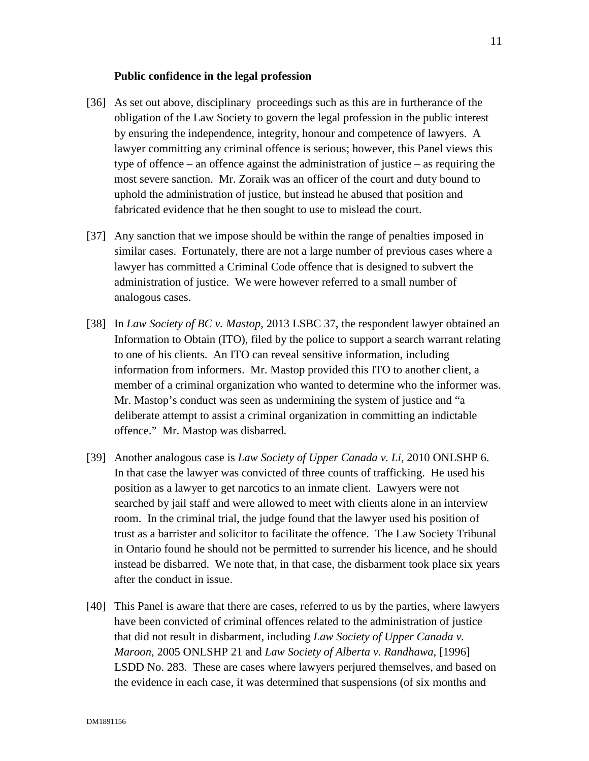**Public confidence in the legal profession**

[36] As set out above, disciplinary proceedings such as this are in furtherance of the obligation of the Law Society to govern the legal profession in the public interest by ensuring the independence, integrity, honour and competence of lawyers. A lawyer committing any criminal offence is serious; however, this Panel views this type of offence – an offence against the administration of justice – as requiring the most severe sanction. Mr. Zoraik was an officer of the court and duty bound to uphold the administration of justice, but instead he abused that position and fabricated evidence that he then sought to use to mislead the court.

[37] Any sanction that we impose should be within the range of penalties imposed in similar cases. Fortunately, there are not a large number of previous cases where a lawyer has committed a Criminal Code offence that is designed to subvert the administration of justice. We were however referred to a small number of analogous cases.

[38] In *Law Society of BC v. Mastop*, 2013 LSBC 37, the respondent lawyer obtained an Information to Obtain (ITO), filed by the police to support a search warrant relating to one of his clients. An ITO can reveal sensitive information, including information from informers. Mr. Mastop provided this ITO to another client, a member of a criminal organization who wanted to determine who the informer was. Mr. Mastop's conduct was seen as undermining the system of justice and "a deliberate attempt to assist a criminal organization in committing an indictable offence." Mr. Mastop was disbarred.

[39] Another analogous case is *Law Society of Upper Canada v. Li*, 2010 ONLSHP 6. In that case the lawyer was convicted of three counts of trafficking. He used his position as a lawyer to get narcotics to an inmate client. Lawyers were not searched by jail staff and were allowed to meet with clients alone in an interview room. In the criminal trial, the judge found that the lawyer used his position of trust as a barrister and solicitor to facilitate the offence. The Law Society Tribunal in Ontario found he should not be permitted to surrender his licence, and he should instead be disbarred. We note that, in that case, the disbarment took place six years after the conduct in issue.

[40] This Panel is aware that there are cases, referred to us by the parties, where lawyers have been convicted of criminal offences related to the administration of justice that did not result in disbarment, including *Law Society of Upper Canada v. Maroon*, 2005 ONLSHP 21 and *Law Society of Alberta v. Randhawa*, [1996] LSDD No. 283. These are cases where lawyers perjured themselves, and based on the evidence in each case, it was determined that suspensions (of six months and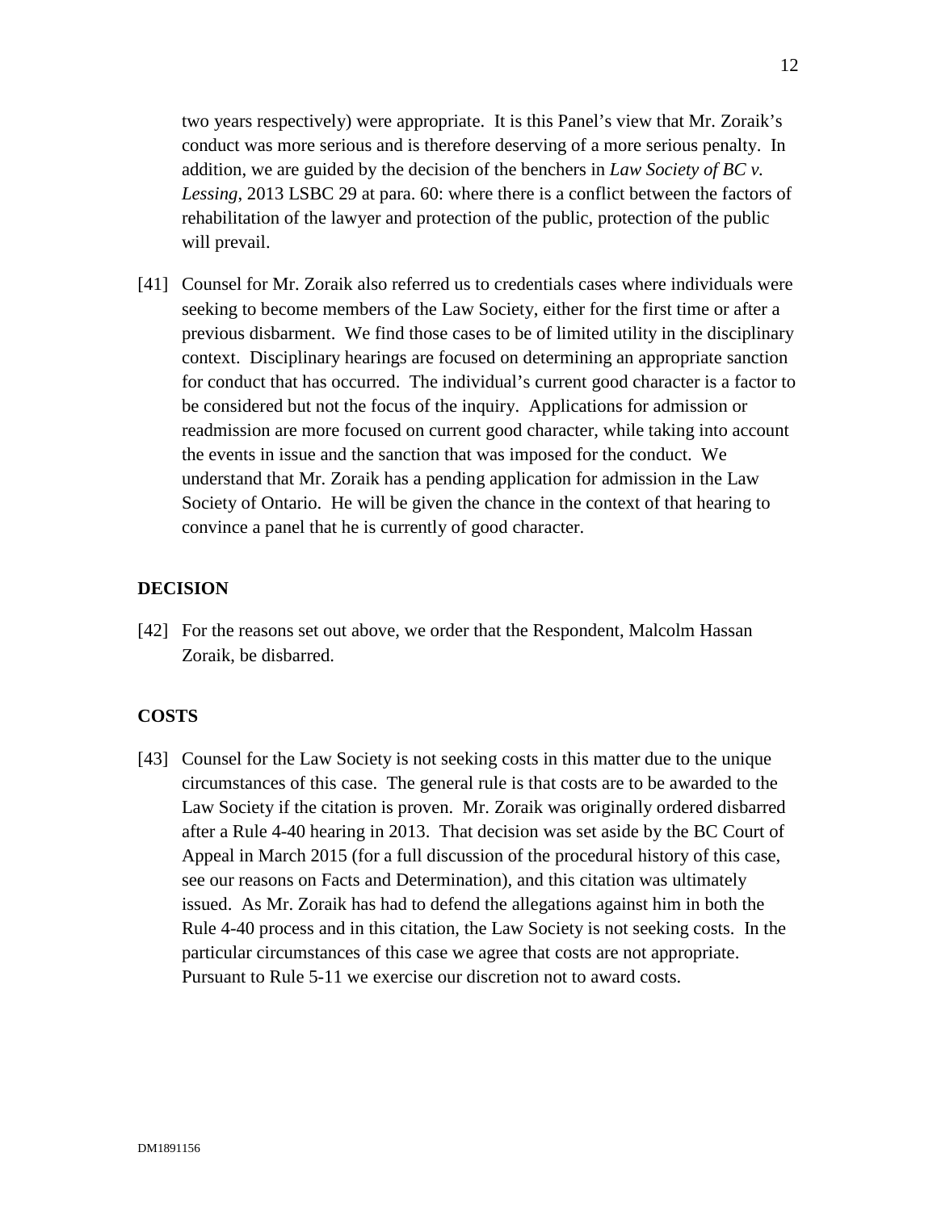two years respectively) were appropriate. It is this Panel's view that Mr. Zoraik's conduct was more serious and is therefore deserving of a more serious penalty. In addition, we are guided by the decision of the benchers in *Law Society of BC v. Lessing*, 2013 LSBC 29 at para. 60: where there is a conflict between the factors of rehabilitation of the lawyer and protection of the public, protection of the public will prevail.

[41] Counsel for Mr. Zoraik also referred us to credentials cases where individuals were seeking to become members of the Law Society, either for the first time or after a previous disbarment. We find those cases to be of limited utility in the disciplinary context. Disciplinary hearings are focused on determining an appropriate sanction for conduct that has occurred. The individual's current good character is a factor to be considered but not the focus of the inquiry. Applications for admission or readmission are more focused on current good character, while taking into account the events in issue and the sanction that was imposed for the conduct. We understand that Mr. Zoraik has a pending application for admission in the Law Society of Ontario. He will be given the chance in the context of that hearing to convince a panel that he is currently of good character.

## DECISION

[42] For the reasons set out above, we order that the Respondent, Malcolm Hassan Zoraik, be disbarred.

## COSTS

[43] Counsel for the Law Society is not seeking costs in this matter due to the unique circumstances of this case. The general rule is that costs are to be awarded to the Law Society if the citation is proven. Mr. Zoraik was originally ordered disbarred after a Rule 4-40 hearing in 2013. That decision was set aside by the BC Court of Appeal in March 2015 (for a full discussion of the procedural history of this case, see our reasons on Facts and Determination), and this citation was ultimately issued. As Mr. Zoraik has had to defend the allegations against him in both the Rule 4-40 process and in this citation, the Law Society is not seeking costs. In the particular circumstances of this case we agree that costs are not appropriate. Pursuant to Rule 5-11 we exercise our discretion not to award costs.